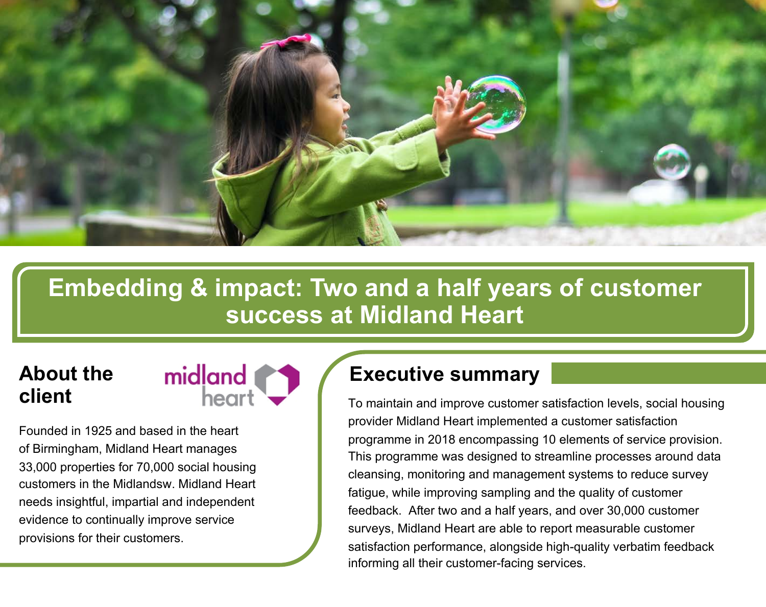# Embedding & impact: Two and a half years of customer success at Midland Heart

## About the client

Founded in 1925 and based in the heart of Birmingham, Midland Heart manages 33,000 properties for 70,000 social housing customers in the Midlandsw. Midland Heart needs insightful, impartial and independent evidence to continually improve service provisions for their customers.

## Executive summary

To maintain and improve customer satisfaction levels, social housing provider Midland Heart implemented a customer satisfaction programme in 2018 encompassing 10 elements of service provision. This programme was designed to streamline processes around data cleansing, monitoring and management systems to reduce survey fatigue, while improving sampling and the quality of customer feedback. After two and a half years, and over 30,000 customer surveys, Midland Heart are able to report measurable customer satisfaction performance, alongside high-quality verbatim feedback informing all their customer-facing services.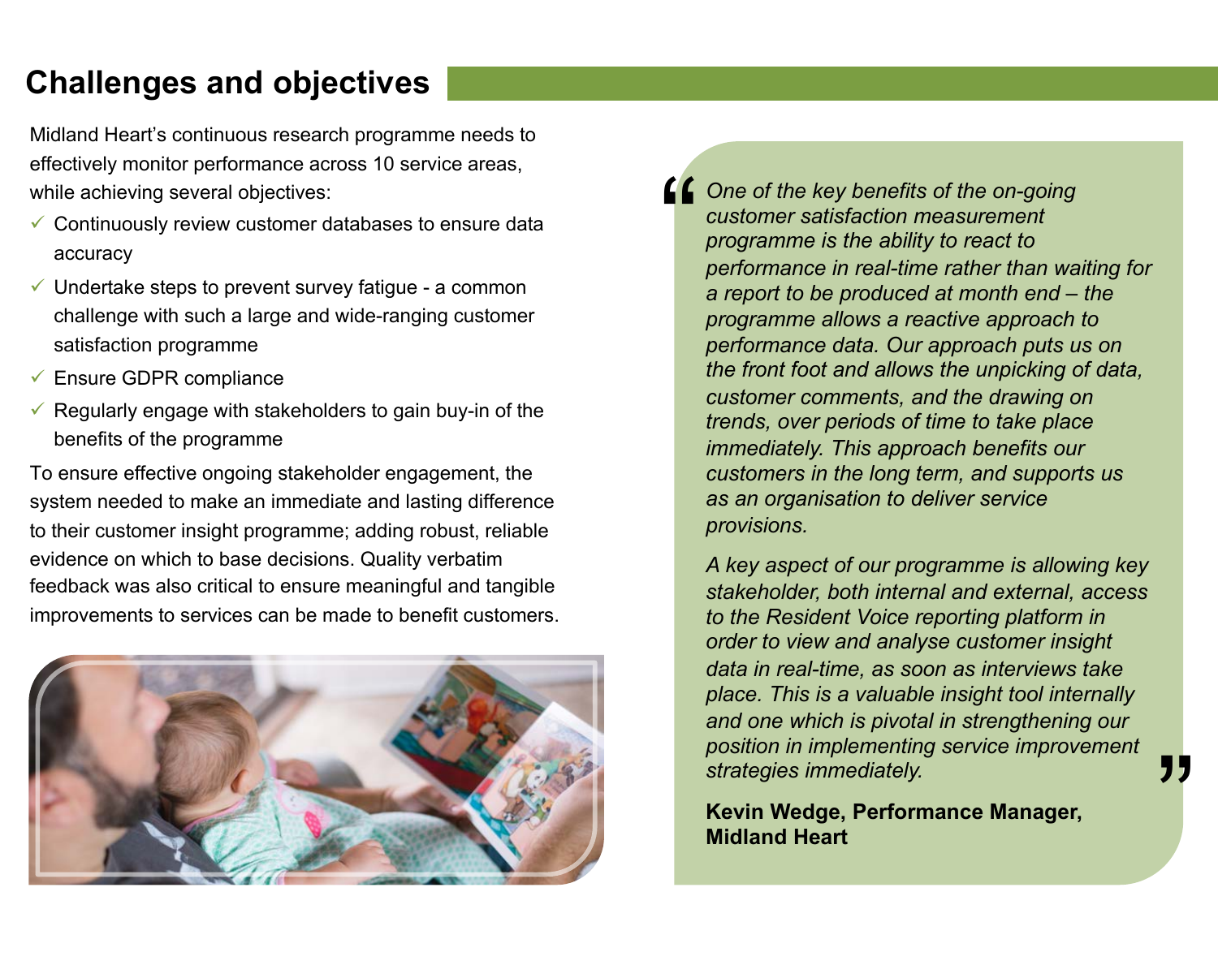## Challenges and objectives

Midland Heart's continuous research programme needs to effectively monitor performance across 10 service areas, while achieving several objectives:

- ✓ Continuously review customer databases to ensure data accuracy
- ✓ Undertake steps to prevent survey fatigue - a common challenge with such a large and wide-ranging customer satisfaction programme
- ✓ Ensure GDPR compliance
- ✓ Regularly engage with stakeholders to gain buy-in of the benefits of the programme

To ensure effective ongoing stakeholder engagement, the system needed to make an immediate and lasting difference to their customer insight programme; adding robust, reliable evidence on which to base decisions. Quality verbatim feedback was also critical to ensure meaningful and tangible improvements to services can be made to benefit customers.

> *One of the key benefits of the on-going customer satisfaction measurement programme is the ability to react to performance in real-time rather than waiting for a report to be produced at month end – the programme allows a reactive approach to performance data. Our approach puts us on the front foot and allows the unpicking of data, customer comments, and the drawing on trends, over periods of time to take place immediately. This approach benefits our customers in the long term, and supports us as an organisation to deliver service provisions.*
>
> *A key aspect of our programme is allowing key stakeholder, both internal and external, access to the Resident Voice reporting platform in order to view and analyse customer insight data in real-time, as soon as interviews take place. This is a valuable insight tool internally and one which is pivotal in strengthening our position in implementing service improvement strategies immediately.*
>
> **Kevin Wedge, Performance Manager, Midland Heart**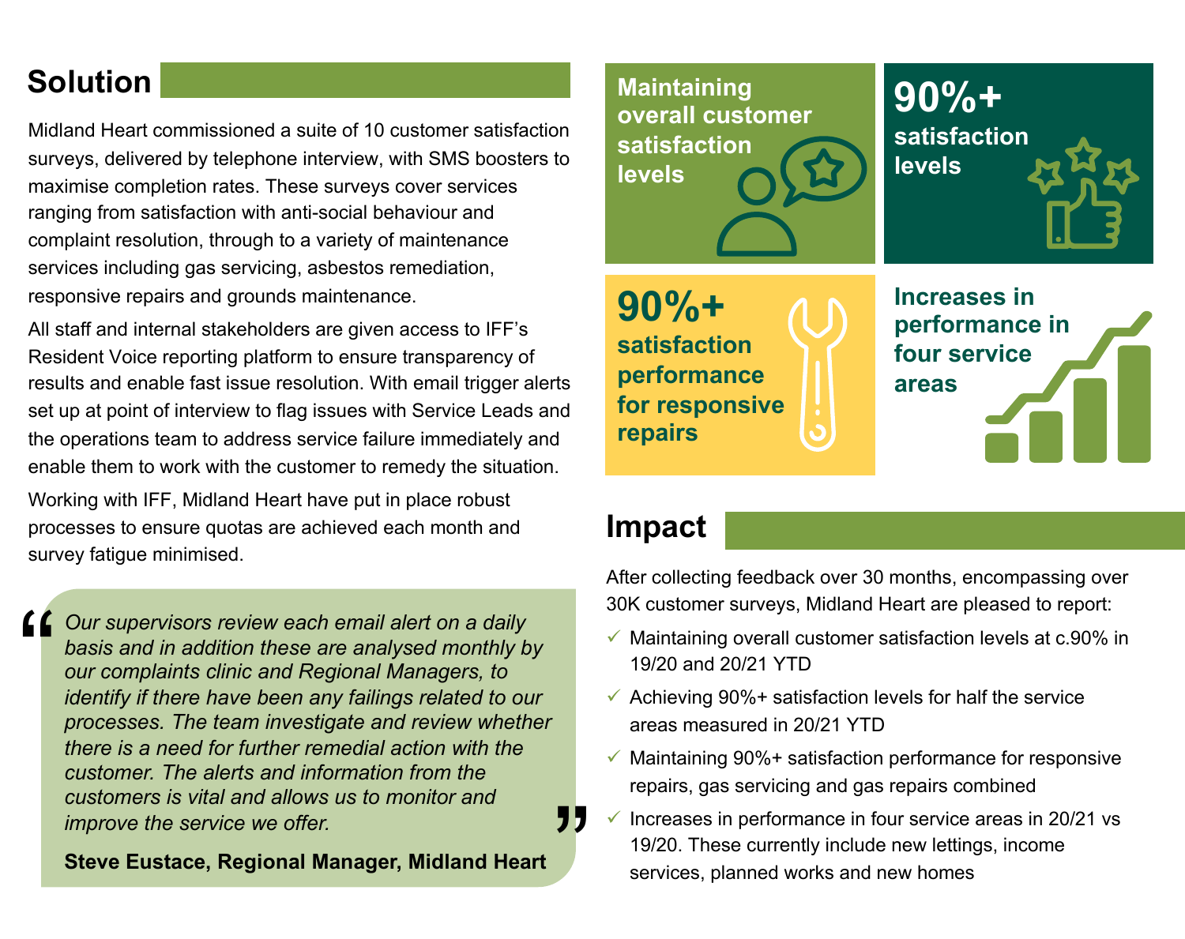## Solution

Midland Heart commissioned a suite of 10 customer satisfaction surveys, delivered by telephone interview, with SMS boosters to maximise completion rates. These surveys cover services ranging from satisfaction with anti-social behaviour and complaint resolution, through to a variety of maintenance services including gas servicing, asbestos remediation, responsive repairs and grounds maintenance.

All staff and internal stakeholders are given access to IFF's Resident Voice reporting platform to ensure transparency of results and enable fast issue resolution. With email trigger alerts set up at point of interview to flag issues with Service Leads and the operations team to address service failure immediately and enable them to work with the customer to remedy the situation.

Working with IFF, Midland Heart have put in place robust processes to ensure quotas are achieved each month and survey fatigue minimised.

> *Our supervisors review each email alert on a daily basis and in addition these are analysed monthly by our complaints clinic and Regional Managers, to identify if there have been any failings related to our processes. The team investigate and review whether there is a need for further remedial action with the customer. The alerts and information from the customers is vital and allows us to monitor and improve the service we offer.*
>
> **Steve Eustace, Regional Manager, Midland Heart**

**Maintaining overall customer satisfaction levels**

**90%+ satisfaction levels**

**90%+ satisfaction performance for responsive repairs**

**Increases in performance in four service areas**

## Impact

After collecting feedback over 30 months, encompassing over 30K customer surveys, Midland Heart are pleased to report:

- ✓ Maintaining overall customer satisfaction levels at c.90% in 19/20 and 20/21 YTD
- ✓ Achieving 90%+ satisfaction levels for half the service areas measured in 20/21 YTD
- ✓ Maintaining 90%+ satisfaction performance for responsive repairs, gas servicing and gas repairs combined
- ✓ Increases in performance in four service areas in 20/21 vs 19/20. These currently include new lettings, income services, planned works and new homes